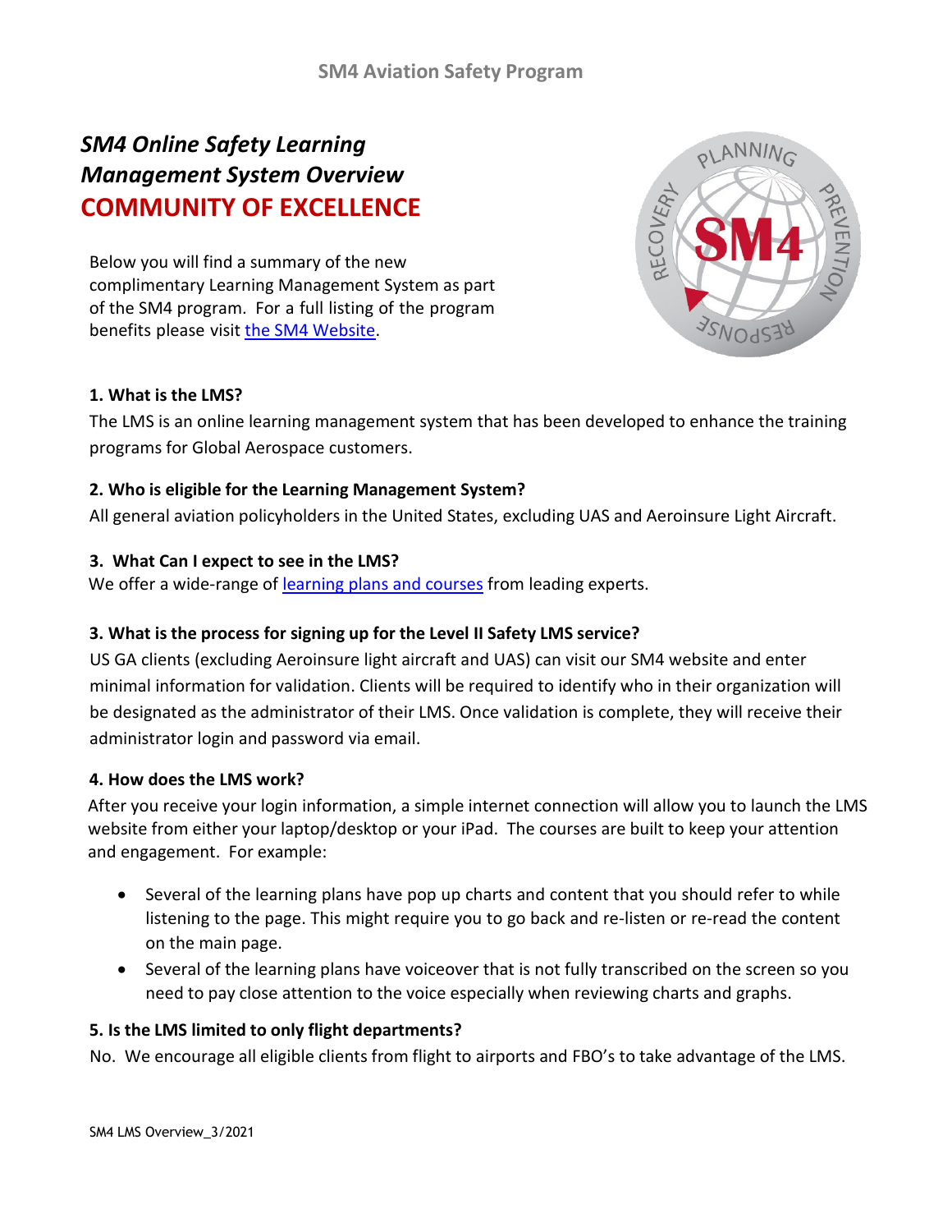# SM4 Aviation Safety Program

## *SM4 Online Safety Learning Management System Overview*

## COMMUNITY OF EXCELLENCE

Below you will find a summary of the new complimentary Learning Management System as part of the SM4 program. For a full listing of the program benefits please visit the SM4 Website.

**1. What is the LMS?**

The LMS is an online learning management system that has been developed to enhance the training programs for Global Aerospace customers.

**2. Who is eligible for the Learning Management System?**

All general aviation policyholders in the United States, excluding UAS and Aeroinsure Light Aircraft.

**3. What Can I expect to see in the LMS?**

We offer a wide-range of learning plans and courses from leading experts.

**3. What is the process for signing up for the Level II Safety LMS service?**

US GA clients (excluding Aeroinsure light aircraft and UAS) can visit our SM4 website and enter minimal information for validation. Clients will be required to identify who in their organization will be designated as the administrator of their LMS. Once validation is complete, they will receive their administrator login and password via email.

**4. How does the LMS work?**

After you receive your login information, a simple internet connection will allow you to launch the LMS website from either your laptop/desktop or your iPad. The courses are built to keep your attention and engagement. For example:

- Several of the learning plans have pop up charts and content that you should refer to while listening to the page. This might require you to go back and re-listen or re-read the content on the main page.
- Several of the learning plans have voiceover that is not fully transcribed on the screen so you need to pay close attention to the voice especially when reviewing charts and graphs.

**5. Is the LMS limited to only flight departments?**

No. We encourage all eligible clients from flight to airports and FBO's to take advantage of the LMS.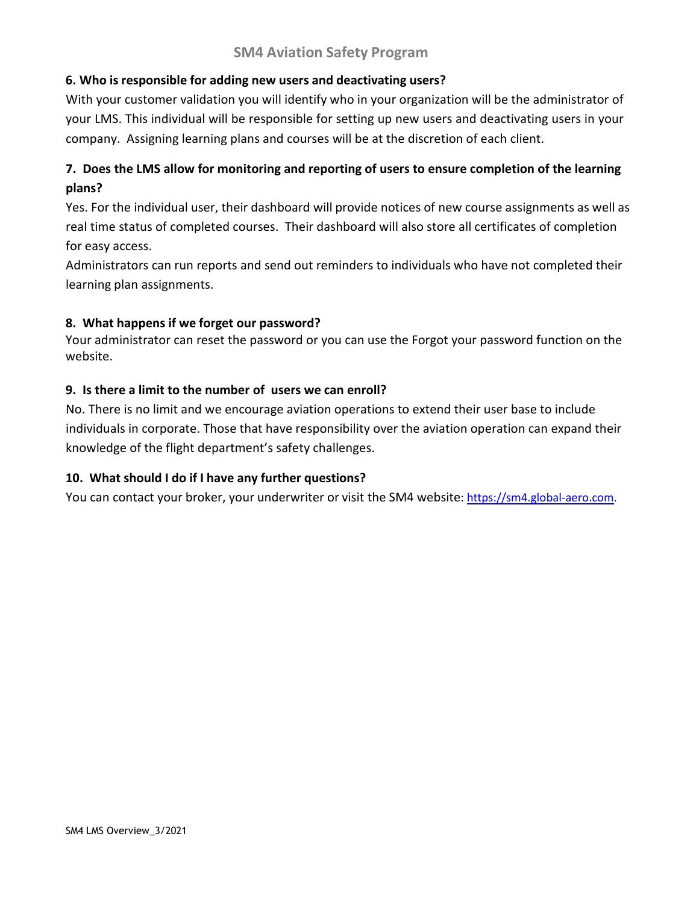### 6. Who is responsible for adding new users and deactivating users?

With your customer validation you will identify who in your organization will be the administrator of your LMS. This individual will be responsible for setting up new users and deactivating users in your company. Assigning learning plans and courses will be at the discretion of each client.

### 7. Does the LMS allow for monitoring and reporting of users to ensure completion of the learning plans?

Yes. For the individual user, their dashboard will provide notices of new course assignments as well as real time status of completed courses. Their dashboard will also store all certificates of completion for easy access.

Administrators can run reports and send out reminders to individuals who have not completed their learning plan assignments.

### 8. What happens if we forget our password?

Your administrator can reset the password or you can use the Forgot your password function on the website.

### 9. Is there a limit to the number of users we can enroll?

No. There is no limit and we encourage aviation operations to extend their user base to include individuals in corporate. Those that have responsibility over the aviation operation can expand their knowledge of the flight department's safety challenges.

### 10. What should I do if I have any further questions?

You can contact your broker, your underwriter or visit the SM4 website: https://sm4.global-aero.com.